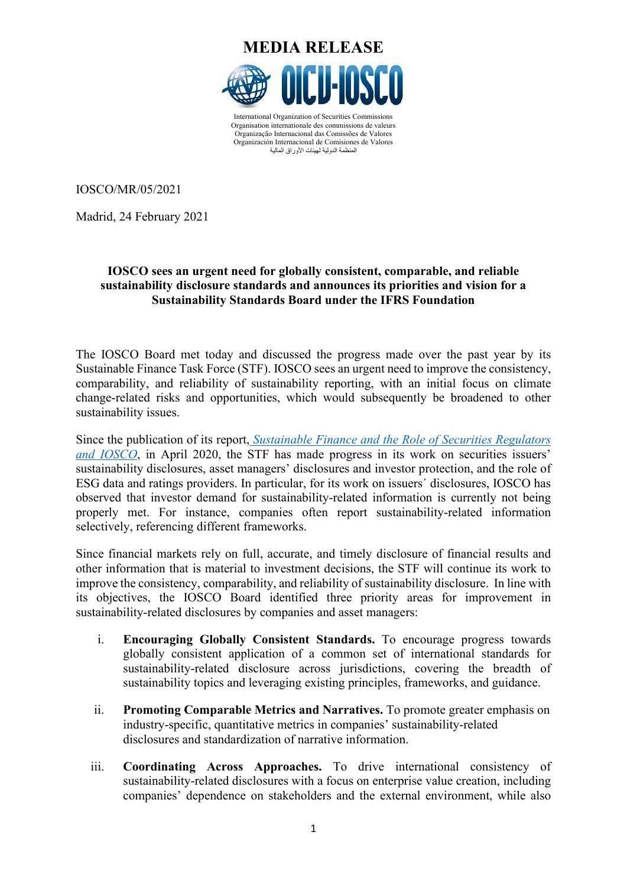# MEDIA RELEASE

International Organization of Securities Commissions
Organisation internationale des commissions de valeurs
Organização Internacional das Comissões de Valores
Organización Internacional de Comisiones de Valores
المنظمة الدولية لهيئات الأوراق المالية

IOSCO/MR/05/2021

Madrid, 24 February 2021

**IOSCO sees an urgent need for globally consistent, comparable, and reliable sustainability disclosure standards and announces its priorities and vision for a Sustainability Standards Board under the IFRS Foundation**

The IOSCO Board met today and discussed the progress made over the past year by its Sustainable Finance Task Force (STF). IOSCO sees an urgent need to improve the consistency, comparability, and reliability of sustainability reporting, with an initial focus on climate change-related risks and opportunities, which would subsequently be broadened to other sustainability issues.

Since the publication of its report, *Sustainable Finance and the Role of Securities Regulators and IOSCO*, in April 2020, the STF has made progress in its work on securities issuers' sustainability disclosures, asset managers' disclosures and investor protection, and the role of ESG data and ratings providers. In particular, for its work on issuers´ disclosures, IOSCO has observed that investor demand for sustainability-related information is currently not being properly met. For instance, companies often report sustainability-related information selectively, referencing different frameworks.

Since financial markets rely on full, accurate, and timely disclosure of financial results and other information that is material to investment decisions, the STF will continue its work to improve the consistency, comparability, and reliability of sustainability disclosure. In line with its objectives, the IOSCO Board identified three priority areas for improvement in sustainability-related disclosures by companies and asset managers:

i. **Encouraging Globally Consistent Standards.** To encourage progress towards globally consistent application of a common set of international standards for sustainability-related disclosure across jurisdictions, covering the breadth of sustainability topics and leveraging existing principles, frameworks, and guidance.

ii. **Promoting Comparable Metrics and Narratives.** To promote greater emphasis on industry-specific, quantitative metrics in companies' sustainability-related disclosures and standardization of narrative information.

iii. **Coordinating Across Approaches.** To drive international consistency of sustainability-related disclosures with a focus on enterprise value creation, including companies' dependence on stakeholders and the external environment, while also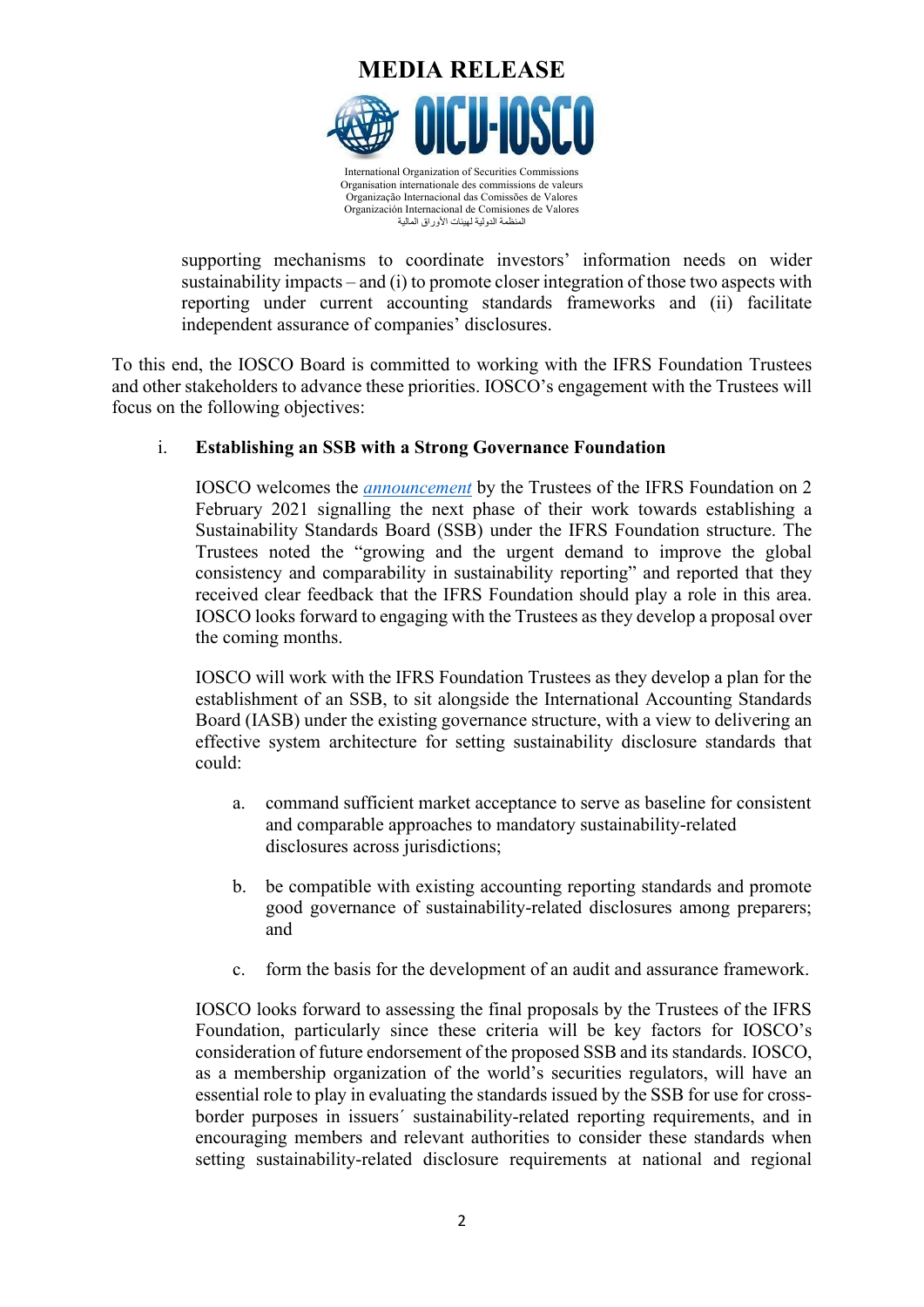supporting mechanisms to coordinate investors' information needs on wider sustainability impacts – and (i) to promote closer integration of those two aspects with reporting under current accounting standards frameworks and (ii) facilitate independent assurance of companies' disclosures.

To this end, the IOSCO Board is committed to working with the IFRS Foundation Trustees and other stakeholders to advance these priorities. IOSCO's engagement with the Trustees will focus on the following objectives:

i. **Establishing an SSB with a Strong Governance Foundation**

   IOSCO welcomes the *announcement* by the Trustees of the IFRS Foundation on 2 February 2021 signalling the next phase of their work towards establishing a Sustainability Standards Board (SSB) under the IFRS Foundation structure. The Trustees noted the "growing and the urgent demand to improve the global consistency and comparability in sustainability reporting" and reported that they received clear feedback that the IFRS Foundation should play a role in this area. IOSCO looks forward to engaging with the Trustees as they develop a proposal over the coming months.

   IOSCO will work with the IFRS Foundation Trustees as they develop a plan for the establishment of an SSB, to sit alongside the International Accounting Standards Board (IASB) under the existing governance structure, with a view to delivering an effective system architecture for setting sustainability disclosure standards that could:

   a. command sufficient market acceptance to serve as baseline for consistent and comparable approaches to mandatory sustainability-related disclosures across jurisdictions;

   b. be compatible with existing accounting reporting standards and promote good governance of sustainability-related disclosures among preparers; and

   c. form the basis for the development of an audit and assurance framework.

   IOSCO looks forward to assessing the final proposals by the Trustees of the IFRS Foundation, particularly since these criteria will be key factors for IOSCO's consideration of future endorsement of the proposed SSB and its standards. IOSCO, as a membership organization of the world's securities regulators, will have an essential role to play in evaluating the standards issued by the SSB for use for cross-border purposes in issuers´ sustainability-related reporting requirements, and in encouraging members and relevant authorities to consider these standards when setting sustainability-related disclosure requirements at national and regional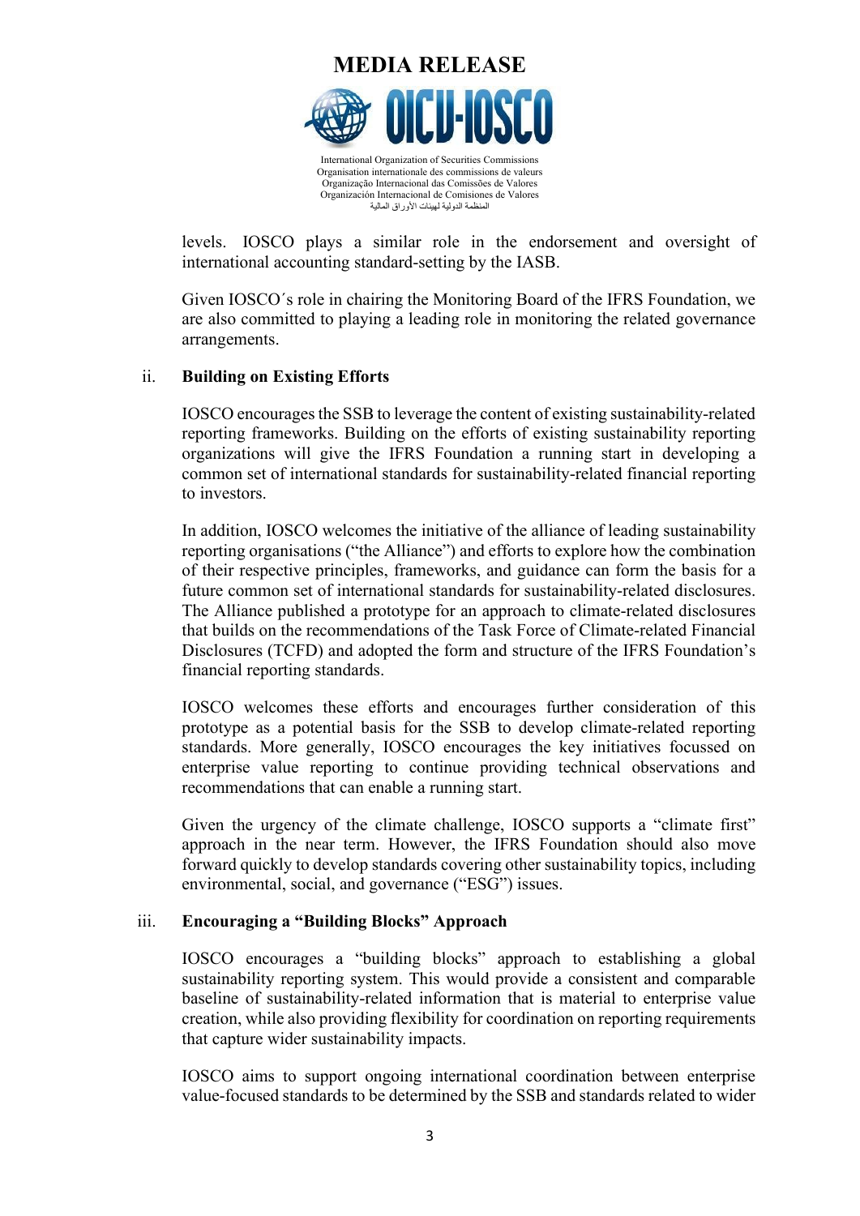levels. IOSCO plays a similar role in the endorsement and oversight of international accounting standard-setting by the IASB.

Given IOSCO´s role in chairing the Monitoring Board of the IFRS Foundation, we are also committed to playing a leading role in monitoring the related governance arrangements.

ii. **Building on Existing Efforts**

IOSCO encourages the SSB to leverage the content of existing sustainability-related reporting frameworks. Building on the efforts of existing sustainability reporting organizations will give the IFRS Foundation a running start in developing a common set of international standards for sustainability-related financial reporting to investors.

In addition, IOSCO welcomes the initiative of the alliance of leading sustainability reporting organisations ("the Alliance") and efforts to explore how the combination of their respective principles, frameworks, and guidance can form the basis for a future common set of international standards for sustainability-related disclosures. The Alliance published a prototype for an approach to climate-related disclosures that builds on the recommendations of the Task Force of Climate-related Financial Disclosures (TCFD) and adopted the form and structure of the IFRS Foundation's financial reporting standards.

IOSCO welcomes these efforts and encourages further consideration of this prototype as a potential basis for the SSB to develop climate-related reporting standards. More generally, IOSCO encourages the key initiatives focussed on enterprise value reporting to continue providing technical observations and recommendations that can enable a running start.

Given the urgency of the climate challenge, IOSCO supports a "climate first" approach in the near term. However, the IFRS Foundation should also move forward quickly to develop standards covering other sustainability topics, including environmental, social, and governance ("ESG") issues.

iii. **Encouraging a "Building Blocks" Approach**

IOSCO encourages a "building blocks" approach to establishing a global sustainability reporting system. This would provide a consistent and comparable baseline of sustainability-related information that is material to enterprise value creation, while also providing flexibility for coordination on reporting requirements that capture wider sustainability impacts.

IOSCO aims to support ongoing international coordination between enterprise value-focused standards to be determined by the SSB and standards related to wider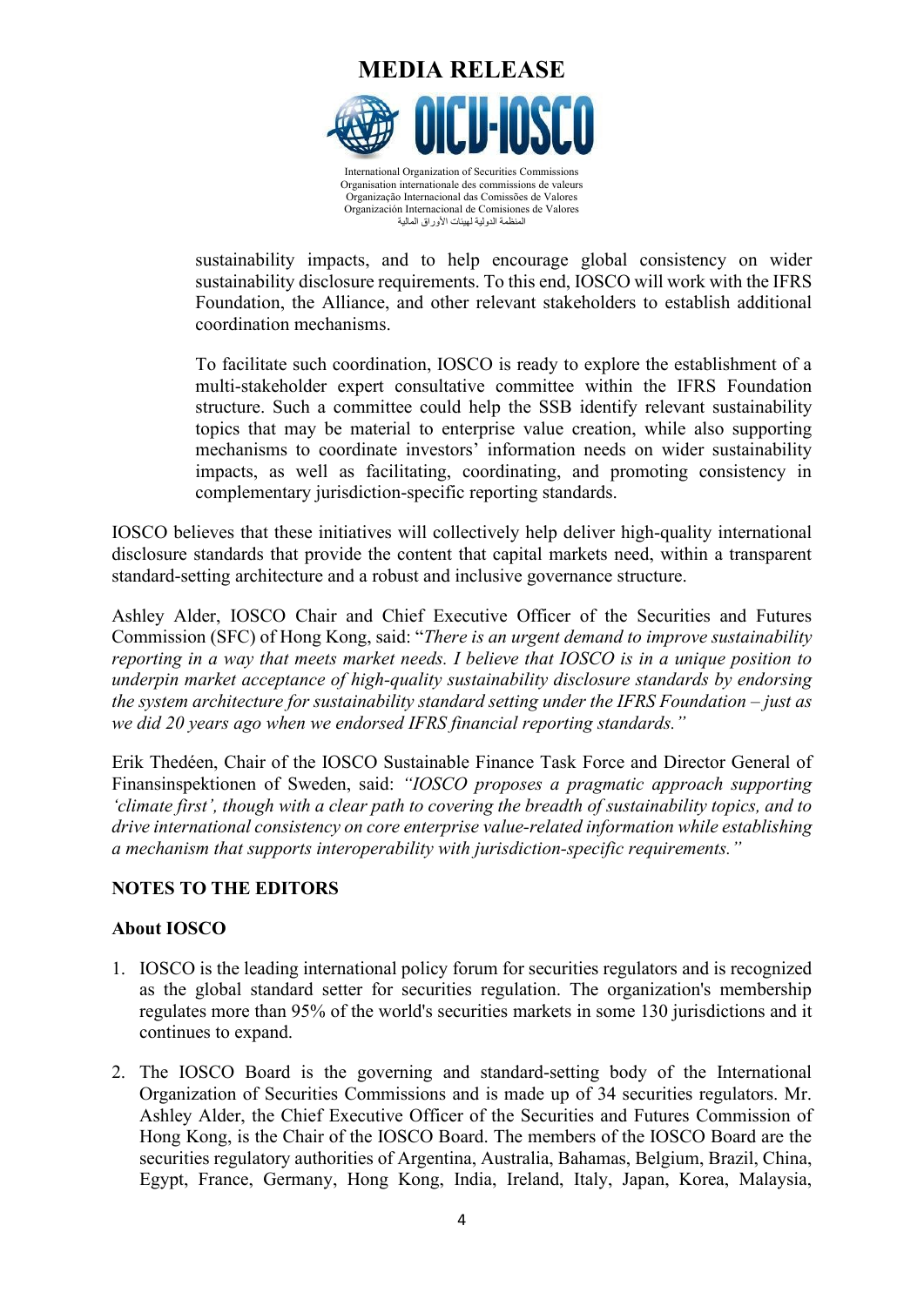sustainability impacts, and to help encourage global consistency on wider sustainability disclosure requirements. To this end, IOSCO will work with the IFRS Foundation, the Alliance, and other relevant stakeholders to establish additional coordination mechanisms.

To facilitate such coordination, IOSCO is ready to explore the establishment of a multi-stakeholder expert consultative committee within the IFRS Foundation structure. Such a committee could help the SSB identify relevant sustainability topics that may be material to enterprise value creation, while also supporting mechanisms to coordinate investors' information needs on wider sustainability impacts, as well as facilitating, coordinating, and promoting consistency in complementary jurisdiction-specific reporting standards.

IOSCO believes that these initiatives will collectively help deliver high-quality international disclosure standards that provide the content that capital markets need, within a transparent standard-setting architecture and a robust and inclusive governance structure.

Ashley Alder, IOSCO Chair and Chief Executive Officer of the Securities and Futures Commission (SFC) of Hong Kong, said: "*There is an urgent demand to improve sustainability reporting in a way that meets market needs. I believe that IOSCO is in a unique position to underpin market acceptance of high-quality sustainability disclosure standards by endorsing the system architecture for sustainability standard setting under the IFRS Foundation – just as we did 20 years ago when we endorsed IFRS financial reporting standards.*"

Erik Thedéen, Chair of the IOSCO Sustainable Finance Task Force and Director General of Finansinspektionen of Sweden, said: *"IOSCO proposes a pragmatic approach supporting 'climate first', though with a clear path to covering the breadth of sustainability topics, and to drive international consistency on core enterprise value-related information while establishing a mechanism that supports interoperability with jurisdiction-specific requirements."*

## NOTES TO THE EDITORS

### About IOSCO

1. IOSCO is the leading international policy forum for securities regulators and is recognized as the global standard setter for securities regulation. The organization's membership regulates more than 95% of the world's securities markets in some 130 jurisdictions and it continues to expand.

2. The IOSCO Board is the governing and standard-setting body of the International Organization of Securities Commissions and is made up of 34 securities regulators. Mr. Ashley Alder, the Chief Executive Officer of the Securities and Futures Commission of Hong Kong, is the Chair of the IOSCO Board. The members of the IOSCO Board are the securities regulatory authorities of Argentina, Australia, Bahamas, Belgium, Brazil, China, Egypt, France, Germany, Hong Kong, India, Ireland, Italy, Japan, Korea, Malaysia,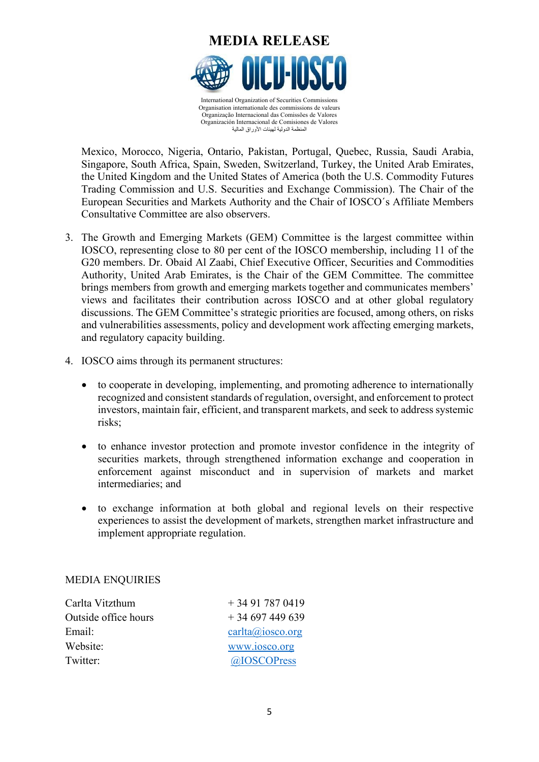# MEDIA RELEASE

Mexico, Morocco, Nigeria, Ontario, Pakistan, Portugal, Quebec, Russia, Saudi Arabia, Singapore, South Africa, Spain, Sweden, Switzerland, Turkey, the United Arab Emirates, the United Kingdom and the United States of America (both the U.S. Commodity Futures Trading Commission and U.S. Securities and Exchange Commission). The Chair of the European Securities and Markets Authority and the Chair of IOSCO´s Affiliate Members Consultative Committee are also observers.

3. The Growth and Emerging Markets (GEM) Committee is the largest committee within IOSCO, representing close to 80 per cent of the IOSCO membership, including 11 of the G20 members. Dr. Obaid Al Zaabi, Chief Executive Officer, Securities and Commodities Authority, United Arab Emirates, is the Chair of the GEM Committee. The committee brings members from growth and emerging markets together and communicates members' views and facilitates their contribution across IOSCO and at other global regulatory discussions. The GEM Committee's strategic priorities are focused, among others, on risks and vulnerabilities assessments, policy and development work affecting emerging markets, and regulatory capacity building.

4. IOSCO aims through its permanent structures:

   - to cooperate in developing, implementing, and promoting adherence to internationally recognized and consistent standards of regulation, oversight, and enforcement to protect investors, maintain fair, efficient, and transparent markets, and seek to address systemic risks;

   - to enhance investor protection and promote investor confidence in the integrity of securities markets, through strengthened information exchange and cooperation in enforcement against misconduct and in supervision of markets and market intermediaries; and

   - to exchange information at both global and regional levels on their respective experiences to assist the development of markets, strengthen market infrastructure and implement appropriate regulation.

MEDIA ENQUIRIES

| | |
|---|---|
| Carlta Vitzthum | + 34 91 787 0419 |
| Outside office hours | + 34 697 449 639 |
| Email: | carlta@iosco.org |
| Website: | www.iosco.org |
| Twitter: | @IOSCOPress |